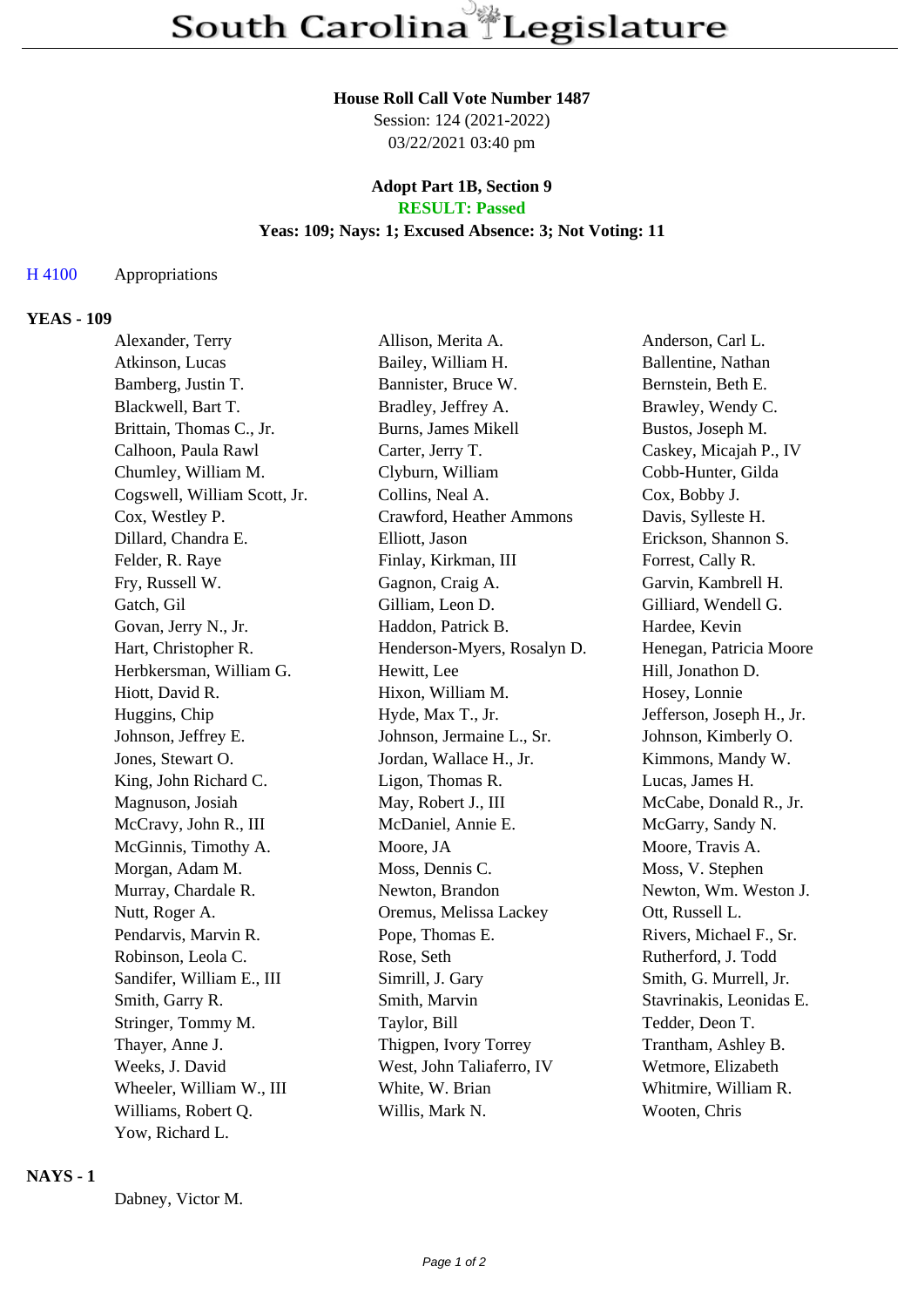# South Carolina Legislature

**House Roll Call Vote Number 1487**
Session: 124 (2021-2022)
03/22/2021 03:40 pm

**Adopt Part 1B, Section 9**
**RESULT: Passed**
**Yeas: 109; Nays: 1; Excused Absence: 3; Not Voting: 11**

H 4100 Appropriations

## YEAS - 109

| | | |
|---|---|---|
| Alexander, Terry | Allison, Merita A. | Anderson, Carl L. |
| Atkinson, Lucas | Bailey, William H. | Ballentine, Nathan |
| Bamberg, Justin T. | Bannister, Bruce W. | Bernstein, Beth E. |
| Blackwell, Bart T. | Bradley, Jeffrey A. | Brawley, Wendy C. |
| Brittain, Thomas C., Jr. | Burns, James Mikell | Bustos, Joseph M. |
| Calhoon, Paula Rawl | Carter, Jerry T. | Caskey, Micajah P., IV |
| Chumley, William M. | Clyburn, William | Cobb-Hunter, Gilda |
| Cogswell, William Scott, Jr. | Collins, Neal A. | Cox, Bobby J. |
| Cox, Westley P. | Crawford, Heather Ammons | Davis, Sylleste H. |
| Dillard, Chandra E. | Elliott, Jason | Erickson, Shannon S. |
| Felder, R. Raye | Finlay, Kirkman, III | Forrest, Cally R. |
| Fry, Russell W. | Gagnon, Craig A. | Garvin, Kambrell H. |
| Gatch, Gil | Gilliam, Leon D. | Gilliard, Wendell G. |
| Govan, Jerry N., Jr. | Haddon, Patrick B. | Hardee, Kevin |
| Hart, Christopher R. | Henderson-Myers, Rosalyn D. | Henegan, Patricia Moore |
| Herbkersman, William G. | Hewitt, Lee | Hill, Jonathon D. |
| Hiott, David R. | Hixon, William M. | Hosey, Lonnie |
| Huggins, Chip | Hyde, Max T., Jr. | Jefferson, Joseph H., Jr. |
| Johnson, Jeffrey E. | Johnson, Jermaine L., Sr. | Johnson, Kimberly O. |
| Jones, Stewart O. | Jordan, Wallace H., Jr. | Kimmons, Mandy W. |
| King, John Richard C. | Ligon, Thomas R. | Lucas, James H. |
| Magnuson, Josiah | May, Robert J., III | McCabe, Donald R., Jr. |
| McCravy, John R., III | McDaniel, Annie E. | McGarry, Sandy N. |
| McGinnis, Timothy A. | Moore, JA | Moore, Travis A. |
| Morgan, Adam M. | Moss, Dennis C. | Moss, V. Stephen |
| Murray, Chardale R. | Newton, Brandon | Newton, Wm. Weston J. |
| Nutt, Roger A. | Oremus, Melissa Lackey | Ott, Russell L. |
| Pendarvis, Marvin R. | Pope, Thomas E. | Rivers, Michael F., Sr. |
| Robinson, Leola C. | Rose, Seth | Rutherford, J. Todd |
| Sandifer, William E., III | Simrill, J. Gary | Smith, G. Murrell, Jr. |
| Smith, Garry R. | Smith, Marvin | Stavrinakis, Leonidas E. |
| Stringer, Tommy M. | Taylor, Bill | Tedder, Deon T. |
| Thayer, Anne J. | Thigpen, Ivory Torrey | Trantham, Ashley B. |
| Weeks, J. David | West, John Taliaferro, IV | Wetmore, Elizabeth |
| Wheeler, William W., III | White, W. Brian | Whitmire, William R. |
| Williams, Robert Q. | Willis, Mark N. | Wooten, Chris |
| Yow, Richard L. | | |

## NAYS - 1

Dabney, Victor M.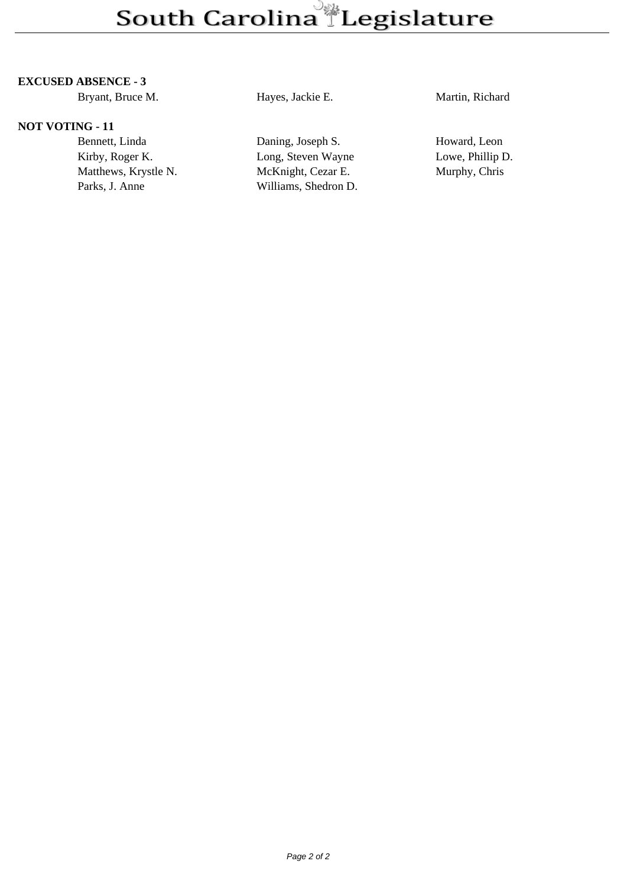**EXCUSED ABSENCE - 3**

| | | |
|---|---|---|
| Bryant, Bruce M. | Hayes, Jackie E. | Martin, Richard |

**NOT VOTING - 11**

| | | |
|---|---|---|
| Bennett, Linda | Daning, Joseph S. | Howard, Leon |
| Kirby, Roger K. | Long, Steven Wayne | Lowe, Phillip D. |
| Matthews, Krystle N. | McKnight, Cezar E. | Murphy, Chris |
| Parks, J. Anne | Williams, Shedron D. | |